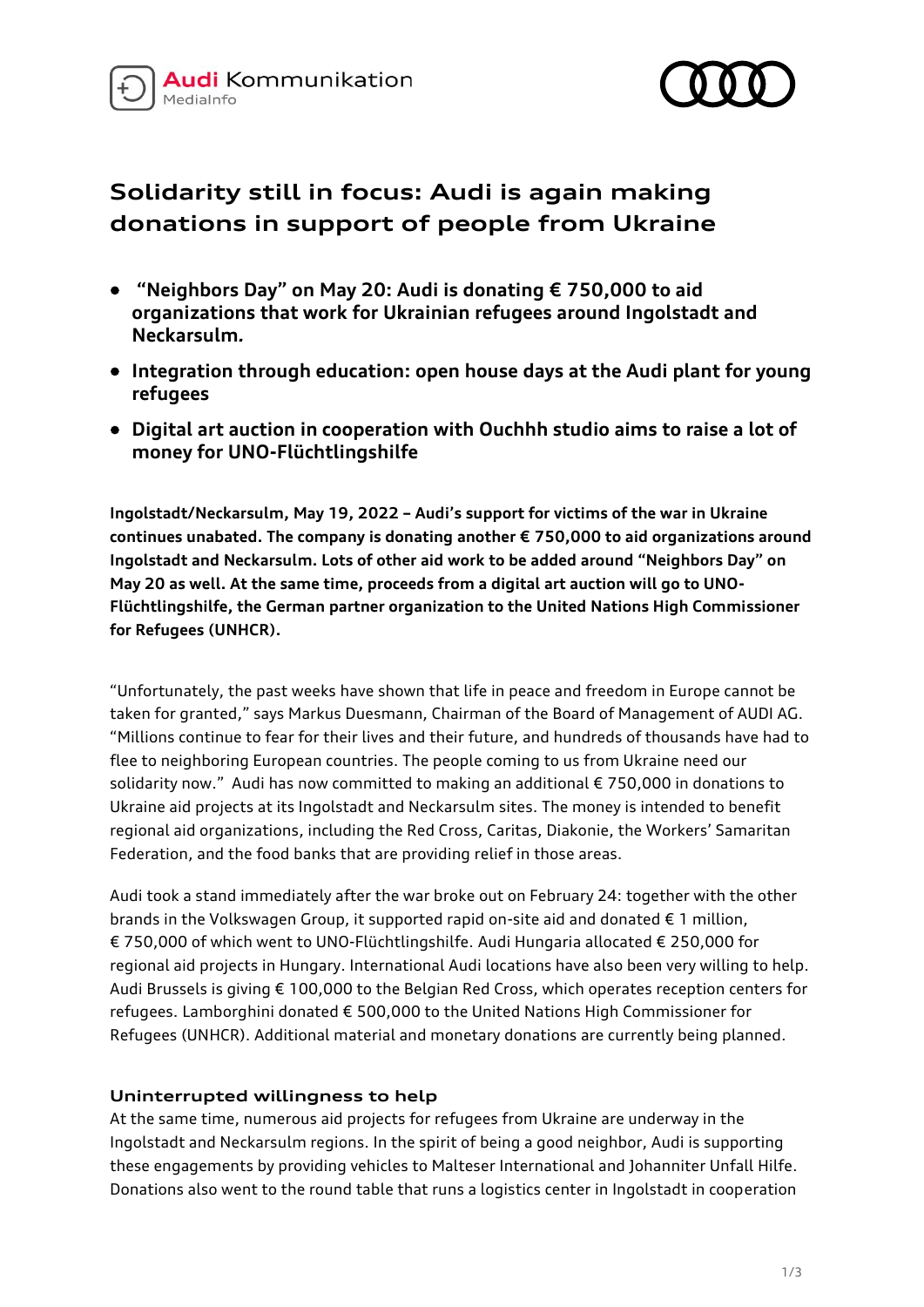# Solidity still in focus: Audi is again making donations in support of people from Ukraine

- **"Neighbors Day" on May 20: Audi is donating € 750,000 to aid organizations that work for Ukrainian refugees around Ingolstadt and Neckarsulm.**
- **Integration through education: open house days at the Audi plant for young refugees**
- **Digital art auction in cooperation with Ouchhh studio aims to raise a lot of money for UNO-Flüchtlingshilfe**

**Ingolstadt/Neckarsulm, May 19, 2022 – Audi's support for victims of the war in Ukraine continues unabated. The company is donating another € 750,000 to aid organizations around Ingolstadt and Neckarsulm. Lots of other aid work to be added around "Neighbors Day" on May 20 as well. At the same time, proceeds from a digital art auction will go to UNO-Flüchtlingshilfe, the German partner organization to the United Nations High Commissioner for Refugees (UNHCR).**

"Unfortunately, the past weeks have shown that life in peace and freedom in Europe cannot be taken for granted," says Markus Duesmann, Chairman of the Board of Management of AUDI AG. "Millions continue to fear for their lives and their future, and hundreds of thousands have had to flee to neighboring European countries. The people coming to us from Ukraine need our solidarity now." Audi has now committed to making an additional € 750,000 in donations to Ukraine aid projects at its Ingolstadt and Neckarsulm sites. The money is intended to benefit regional aid organizations, including the Red Cross, Caritas, Diakonie, the Workers' Samaritan Federation, and the food banks that are providing relief in those areas.

Audi took a stand immediately after the war broke out on February 24: together with the other brands in the Volkswagen Group, it supported rapid on-site aid and donated € 1 million, € 750,000 of which went to UNO-Flüchtlingshilfe. Audi Hungaria allocated € 250,000 for regional aid projects in Hungary. International Audi locations have also been very willing to help. Audi Brussels is giving € 100,000 to the Belgian Red Cross, which operates reception centers for refugees. Lamborghini donated € 500,000 to the United Nations High Commissioner for Refugees (UNHCR). Additional material and monetary donations are currently being planned.

### Uninterrupted willingness to help

At the same time, numerous aid projects for refugees from Ukraine are underway in the Ingolstadt and Neckarsulm regions. In the spirit of being a good neighbor, Audi is supporting these engagements by providing vehicles to Malteser International and Johanniter Unfall Hilfe. Donations also went to the round table that runs a logistics center in Ingolstadt in cooperation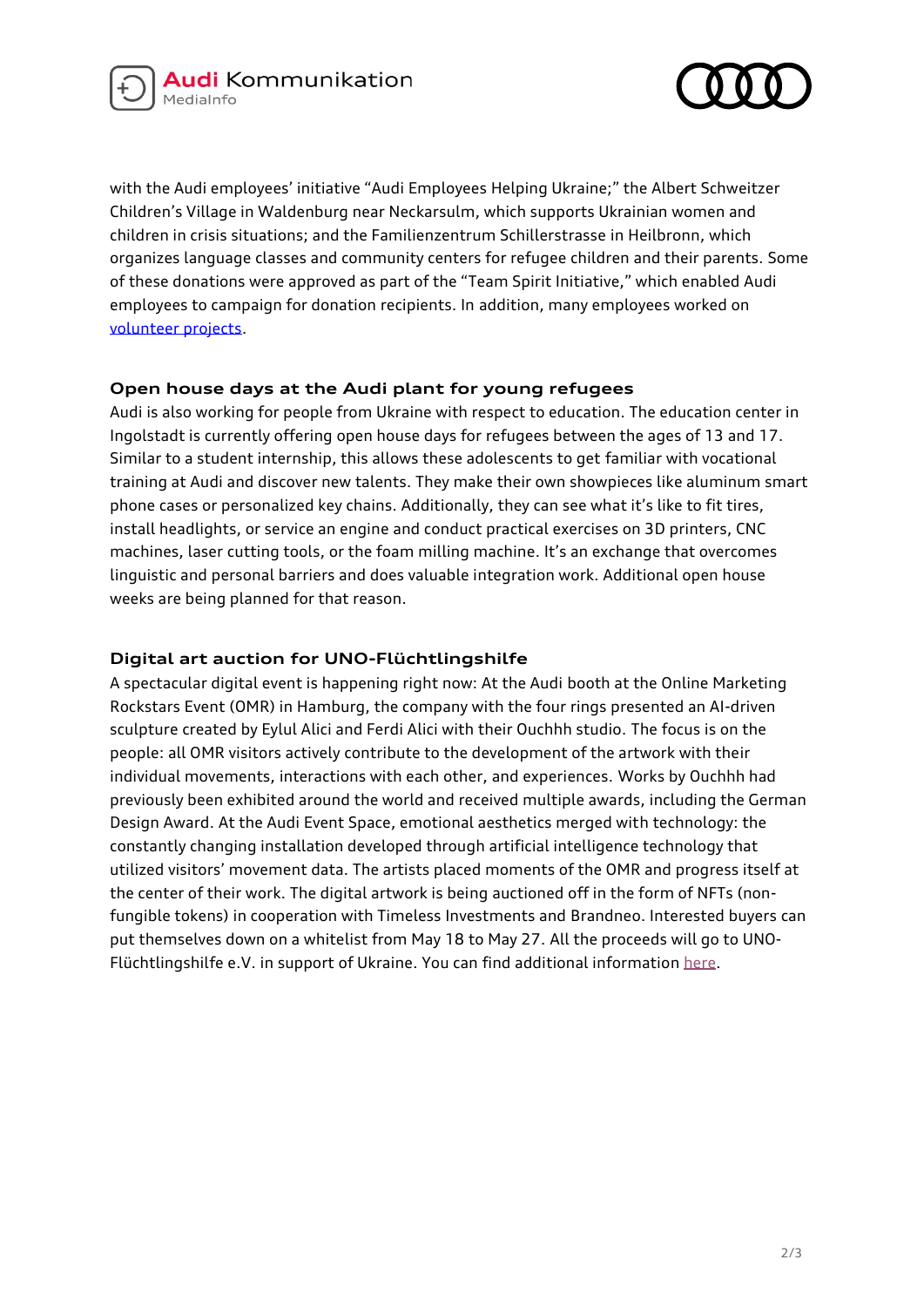with the Audi employees' initiative "Audi Employees Helping Ukraine;" the Albert Schweitzer Children's Village in Waldenburg near Neckarsulm, which supports Ukrainian women and children in crisis situations; and the Familienzentrum Schillerstrasse in Heilbronn, which organizes language classes and community centers for refugee children and their parents. Some of these donations were approved as part of the "Team Spirit Initiative," which enabled Audi employees to campaign for donation recipients. In addition, many employees worked on volunteer projects.

### Open house days at the Audi plant for young refugees

Audi is also working for people from Ukraine with respect to education. The education center in Ingolstadt is currently offering open house days for refugees between the ages of 13 and 17. Similar to a student internship, this allows these adolescents to get familiar with vocational training at Audi and discover new talents. They make their own showpieces like aluminum smart phone cases or personalized key chains. Additionally, they can see what it's like to fit tires, install headlights, or service an engine and conduct practical exercises on 3D printers, CNC machines, laser cutting tools, or the foam milling machine. It's an exchange that overcomes linguistic and personal barriers and does valuable integration work. Additional open house weeks are being planned for that reason.

### Digital art auction for UNO-Flüchtlingshilfe

A spectacular digital event is happening right now: At the Audi booth at the Online Marketing Rockstars Event (OMR) in Hamburg, the company with the four rings presented an AI-driven sculpture created by Eylul Alici and Ferdi Alici with their Ouchhh studio. The focus is on the people: all OMR visitors actively contribute to the development of the artwork with their individual movements, interactions with each other, and experiences. Works by Ouchhh had previously been exhibited around the world and received multiple awards, including the German Design Award. At the Audi Event Space, emotional aesthetics merged with technology: the constantly changing installation developed through artificial intelligence technology that utilized visitors' movement data. The artists placed moments of the OMR and progress itself at the center of their work. The digital artwork is being auctioned off in the form of NFTs (non-fungible tokens) in cooperation with Timeless Investments and Brandneo. Interested buyers can put themselves down on a whitelist from May 18 to May 27. All the proceeds will go to UNO-Flüchtlingshilfe e.V. in support of Ukraine. You can find additional information here.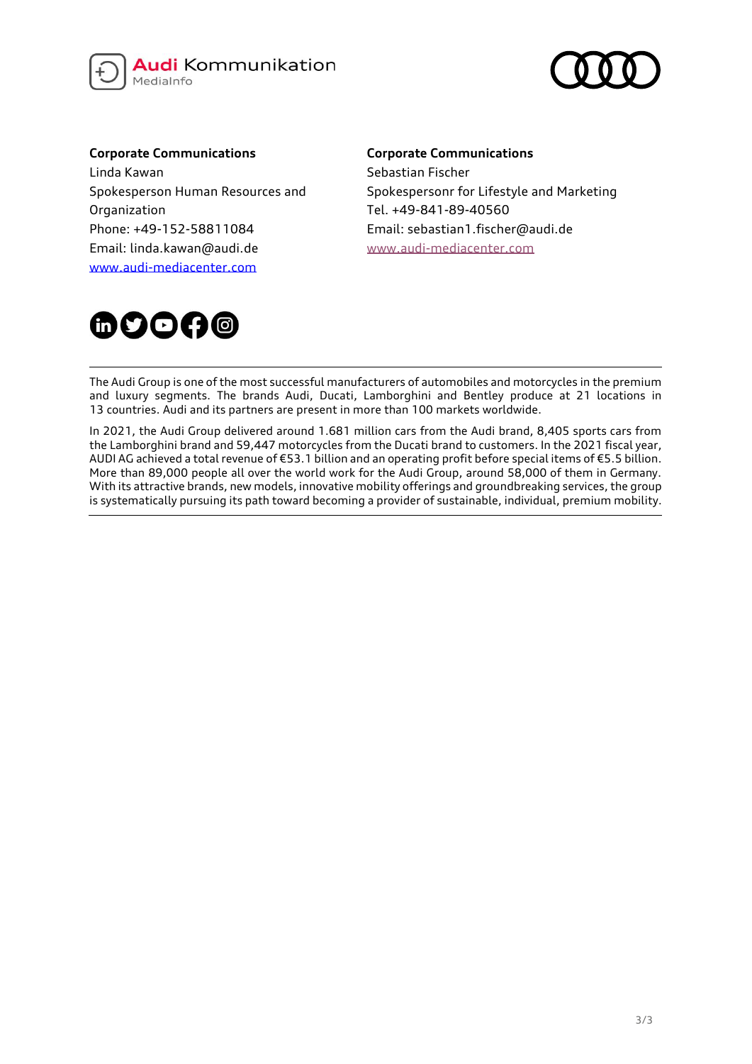**Corporate Communications**
Linda Kawan
Spokesperson Human Resources and Organization
Phone: +49-152-58811084
Email: linda.kawan@audi.de
www.audi-mediacenter.com

**Corporate Communications**
Sebastian Fischer
Spokespersonr for Lifestyle and Marketing
Tel. +49-841-89-40560
Email: sebastian1.fischer@audi.de
www.audi-mediacenter.com

---

The Audi Group is one of the most successful manufacturers of automobiles and motorcycles in the premium and luxury segments. The brands Audi, Ducati, Lamborghini and Bentley produce at 21 locations in 13 countries. Audi and its partners are present in more than 100 markets worldwide.

In 2021, the Audi Group delivered around 1.681 million cars from the Audi brand, 8,405 sports cars from the Lamborghini brand and 59,447 motorcycles from the Ducati brand to customers. In the 2021 fiscal year, AUDI AG achieved a total revenue of €53.1 billion and an operating profit before special items of €5.5 billion. More than 89,000 people all over the world work for the Audi Group, around 58,000 of them in Germany. With its attractive brands, new models, innovative mobility offerings and groundbreaking services, the group is systematically pursuing its path toward becoming a provider of sustainable, individual, premium mobility.

---